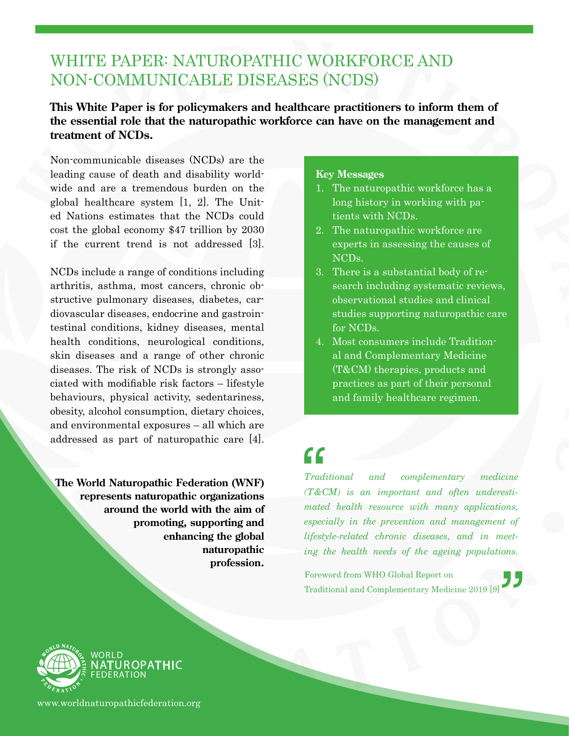# WHITE PAPER: NATUROPATHIC WORKFORCE AND NON-COMMUNICABLE DISEASES (NCDS)

**This White Paper is for policymakers and healthcare practitioners to inform them of the essential role that the naturopathic workforce can have on the management and treatment of NCDs.**

Non-communicable diseases (NCDs) are the leading cause of death and disability worldwide and are a tremendous burden on the global healthcare system [1, 2]. The United Nations estimates that the NCDs could cost the global economy $47 trillion by 2030 if the current trend is not addressed [3].

NCDs include a range of conditions including arthritis, asthma, most cancers, chronic obstructive pulmonary diseases, diabetes, cardiovascular diseases, endocrine and gastrointestinal conditions, kidney diseases, mental health conditions, neurological conditions, skin diseases and a range of other chronic diseases. The risk of NCDs is strongly associated with modifiable risk factors – lifestyle behaviours, physical activity, sedentariness, obesity, alcohol consumption, dietary choices, and environmental exposures – all which are addressed as part of naturopathic care [4].

**The World Naturopathic Federation (WNF) represents naturopathic organizations around the world with the aim of promoting, supporting and enhancing the global naturopathic profession.**

**Key Messages**

1. The naturopathic workforce has a long history in working with patients with NCDs.
2. The naturopathic workforce are experts in assessing the causes of NCDs.
3. There is a substantial body of research including systematic reviews, observational studies and clinical studies supporting naturopathic care for NCDs.
4. Most consumers include Traditional and Complementary Medicine (T&CM) therapies, products and practices as part of their personal and family healthcare regimen.

> *Traditional and complementary medicine (T&CM) is an important and often underestimated health resource with many applications, especially in the prevention and management of lifestyle-related chronic diseases, and in meeting the health needs of the ageing populations.*
>
> Foreword from WHO Global Report on Traditional and Complementary Medicine 2019 [9]

WORLD NATUROPATHIC FEDERATION

www.worldnaturopathicfederation.org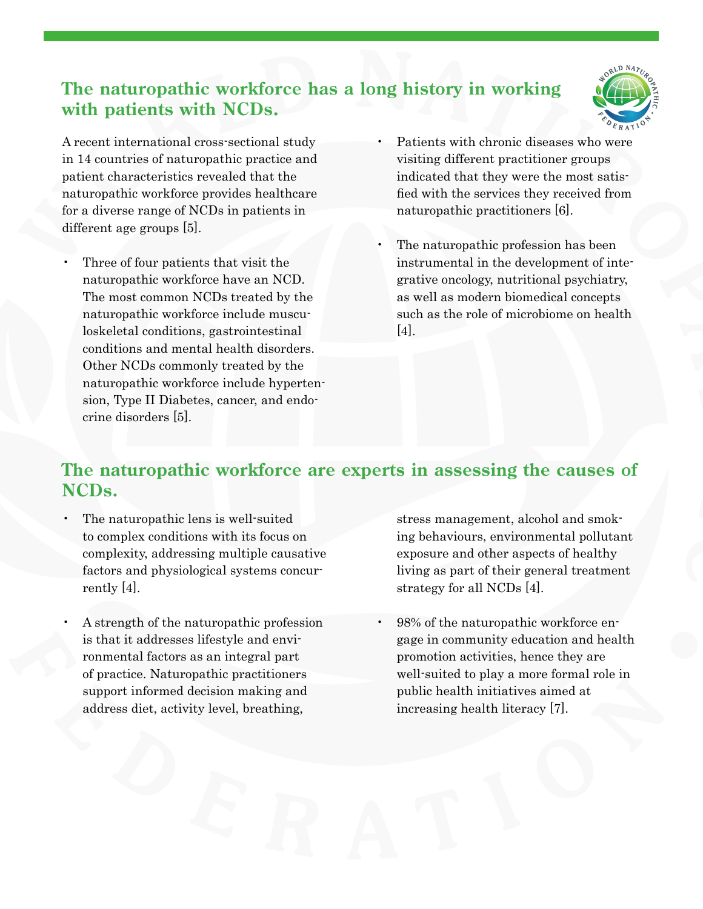## The naturopathic workforce has a long history in working with patients with NCDs.

A recent international cross-sectional study in 14 countries of naturopathic practice and patient characteristics revealed that the naturopathic workforce provides healthcare for a diverse range of NCDs in patients in different age groups [5].

- Three of four patients that visit the naturopathic workforce have an NCD. The most common NCDs treated by the naturopathic workforce include musculoskeletal conditions, gastrointestinal conditions and mental health disorders. Other NCDs commonly treated by the naturopathic workforce include hypertension, Type II Diabetes, cancer, and endocrine disorders [5].
- Patients with chronic diseases who were visiting different practitioner groups indicated that they were the most satisfied with the services they received from naturopathic practitioners [6].
- The naturopathic profession has been instrumental in the development of integrative oncology, nutritional psychiatry, as well as modern biomedical concepts such as the role of microbiome on health [4].

## The naturopathic workforce are experts in assessing the causes of NCDs.

- The naturopathic lens is well-suited to complex conditions with its focus on complexity, addressing multiple causative factors and physiological systems concurrently [4].
- A strength of the naturopathic profession is that it addresses lifestyle and environmental factors as an integral part of practice. Naturopathic practitioners support informed decision making and address diet, activity level, breathing, stress management, alcohol and smoking behaviours, environmental pollutant exposure and other aspects of healthy living as part of their general treatment strategy for all NCDs [4].
- 98% of the naturopathic workforce engage in community education and health promotion activities, hence they are well-suited to play a more formal role in public health initiatives aimed at increasing health literacy [7].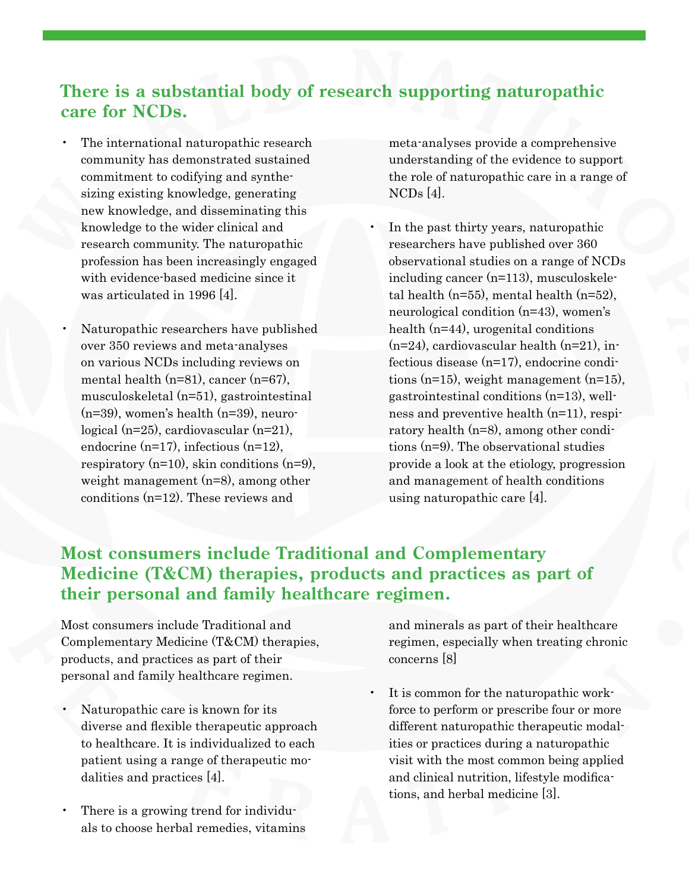## There is a substantial body of research supporting naturopathic care for NCDs.

- The international naturopathic research community has demonstrated sustained commitment to codifying and synthesizing existing knowledge, generating new knowledge, and disseminating this knowledge to the wider clinical and research community. The naturopathic profession has been increasingly engaged with evidence-based medicine since it was articulated in 1996 [4].
- Naturopathic researchers have published over 350 reviews and meta-analyses on various NCDs including reviews on mental health (n=81), cancer (n=67), musculoskeletal (n=51), gastrointestinal (n=39), women's health (n=39), neurological (n=25), cardiovascular (n=21), endocrine (n=17), infectious (n=12), respiratory (n=10), skin conditions (n=9), weight management (n=8), among other conditions (n=12). These reviews and meta-analyses provide a comprehensive understanding of the evidence to support the role of naturopathic care in a range of NCDs [4].
- In the past thirty years, naturopathic researchers have published over 360 observational studies on a range of NCDs including cancer (n=113), musculoskeletal health (n=55), mental health (n=52), neurological condition (n=43), women's health (n=44), urogenital conditions (n=24), cardiovascular health (n=21), infectious disease (n=17), endocrine conditions (n=15), weight management (n=15), gastrointestinal conditions (n=13), wellness and preventive health (n=11), respiratory health (n=8), among other conditions (n=9). The observational studies provide a look at the etiology, progression and management of health conditions using naturopathic care [4].

## Most consumers include Traditional and Complementary Medicine (T&CM) therapies, products and practices as part of their personal and family healthcare regimen.

Most consumers include Traditional and Complementary Medicine (T&CM) therapies, products, and practices as part of their personal and family healthcare regimen.

- Naturopathic care is known for its diverse and flexible therapeutic approach to healthcare. It is individualized to each patient using a range of therapeutic modalities and practices [4].
- There is a growing trend for individuals to choose herbal remedies, vitamins and minerals as part of their healthcare regimen, especially when treating chronic concerns [8]
- It is common for the naturopathic workforce to perform or prescribe four or more different naturopathic therapeutic modalities or practices during a naturopathic visit with the most common being applied and clinical nutrition, lifestyle modifications, and herbal medicine [3].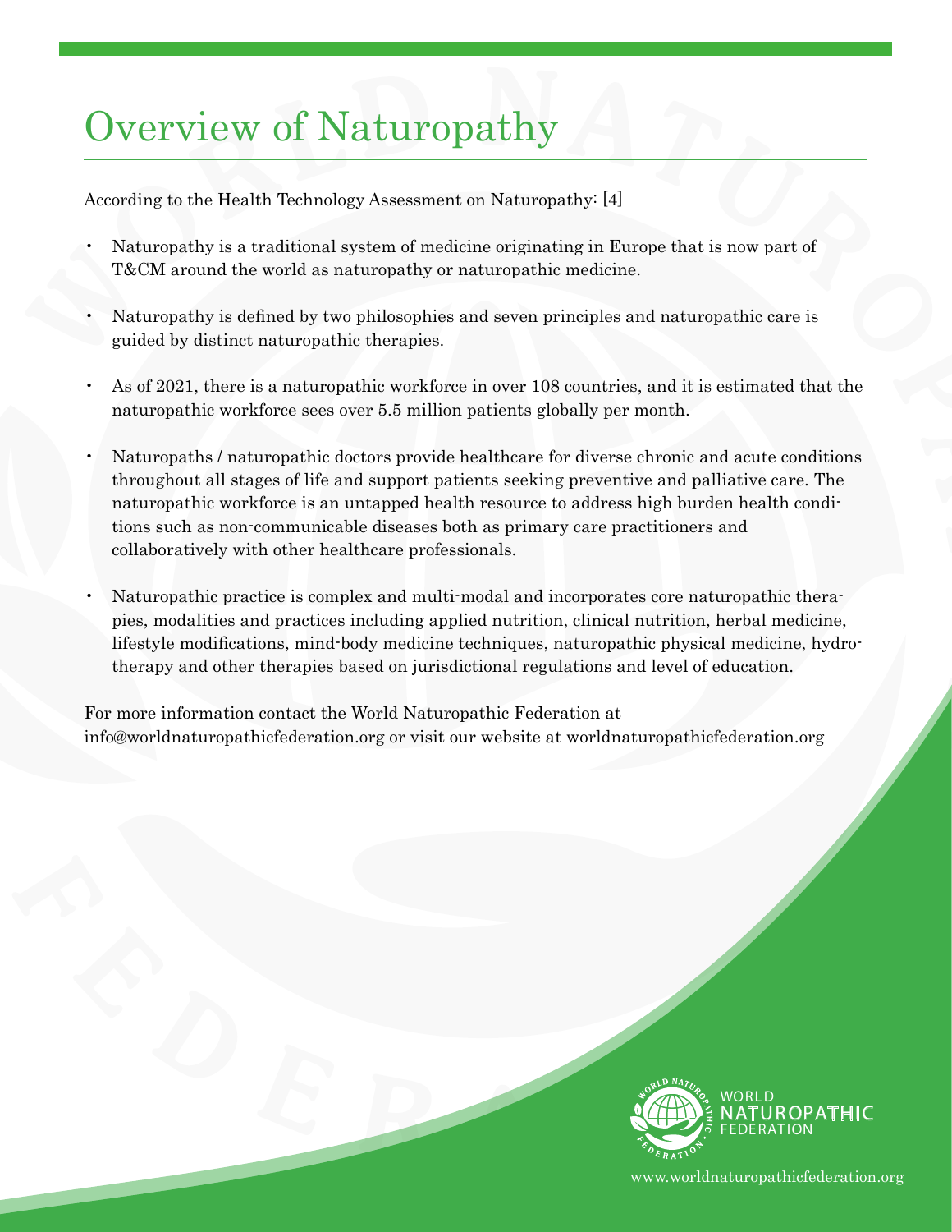# Overview of Naturopathy

According to the Health Technology Assessment on Naturopathy: [4]

- Naturopathy is a traditional system of medicine originating in Europe that is now part of T&CM around the world as naturopathy or naturopathic medicine.
- Naturopathy is defined by two philosophies and seven principles and naturopathic care is guided by distinct naturopathic therapies.
- As of 2021, there is a naturopathic workforce in over 108 countries, and it is estimated that the naturopathic workforce sees over 5.5 million patients globally per month.
- Naturopaths / naturopathic doctors provide healthcare for diverse chronic and acute conditions throughout all stages of life and support patients seeking preventive and palliative care. The naturopathic workforce is an untapped health resource to address high burden health conditions such as non-communicable diseases both as primary care practitioners and collaboratively with other healthcare professionals.
- Naturopathic practice is complex and multi-modal and incorporates core naturopathic therapies, modalities and practices including applied nutrition, clinical nutrition, herbal medicine, lifestyle modifications, mind-body medicine techniques, naturopathic physical medicine, hydrotherapy and other therapies based on jurisdictional regulations and level of education.

For more information contact the World Naturopathic Federation at info@worldnaturopathicfederation.org or visit our website at worldnaturopathicfederation.org

WORLD NATUROPATHIC FEDERATION

www.worldnaturopathicfederation.org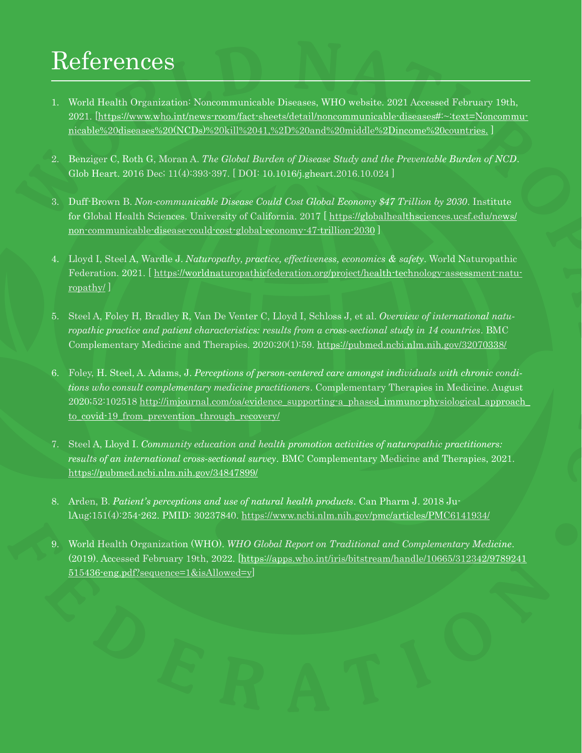# References

1. World Health Organization: Noncommunicable Diseases, WHO website. 2021 Accessed February 19th, 2021. [https://www.who.int/news-room/fact-sheets/detail/noncommunicable-diseases#:~:text=Noncommunicable%20diseases%20(NCDs)%20kill%2041,%2D%20and%20middle%2Dincome%20countries. ]

2. Benziger C, Roth G, Moran A. *The Global Burden of Disease Study and the Preventable Burden of NCD*. Glob Heart. 2016 Dec; 11(4):393-397. [ DOI: 10.1016/j.gheart.2016.10.024 ]

3. Duff-Brown B. *Non-communicable Disease Could Cost Global Economy $47 Trillion by 2030*. Institute for Global Health Sciences. University of California. 2017 [ https://globalhealthsciences.ucsf.edu/news/non-communicable-disease-could-cost-global-economy-47-trillion-2030 ]

4. Lloyd I, Steel A, Wardle J. *Naturopathy, practice, effectiveness, economics & safety*. World Naturopathic Federation. 2021. [ https://worldnaturopathicfederation.org/project/health-technology-assessment-naturopathy/ ]

5. Steel A, Foley H, Bradley R, Van De Venter C, Lloyd I, Schloss J, et al. *Overview of international naturopathic practice and patient characteristics: results from a cross-sectional study in 14 countries*. BMC Complementary Medicine and Therapies. 2020;20(1):59. https://pubmed.ncbi.nlm.nih.gov/32070338/

6. Foley, H. Steel, A. Adams, J. *Perceptions of person-centered care amongst individuals with chronic conditions who consult complementary medicine practitioners*. Complementary Therapies in Medicine. August 2020;52:102518 http://imjournal.com/oa/evidence_supporting-a_phased_immuno-physiological_approach_to_covid-19_from_prevention_through_recovery/

7. Steel A, Lloyd I. *Community education and health promotion activities of naturopathic practitioners: results of an international cross-sectional survey*. BMC Complementary Medicine and Therapies, 2021. https://pubmed.ncbi.nlm.nih.gov/34847899/

8. Arden, B. *Patient's perceptions and use of natural health products*. Can Pharm J. 2018 JulAug;151(4):254-262. PMID: 30237840. https://www.ncbi.nlm.nih.gov/pmc/articles/PMC6141934/

9. World Health Organization (WHO). *WHO Global Report on Traditional and Complementary Medicine*. (2019). Accessed February 19th, 2022. [https://apps.who.int/iris/bitstream/handle/10665/312342/9789241515436-eng.pdf?sequence=1&isAllowed=y]